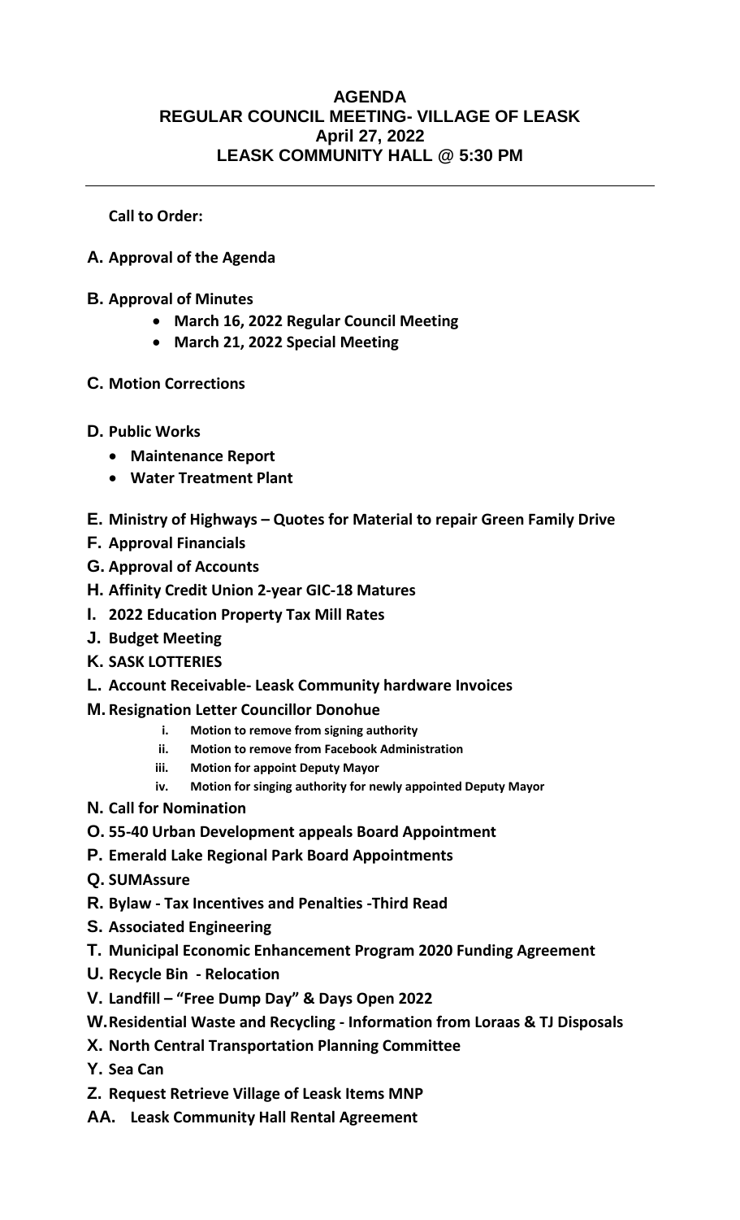# AGENDA
## REGULAR COUNCIL MEETING- VILLAGE OF LEASK
## April 27, 2022
## LEASK COMMUNITY HALL @ 5:30 PM

---

**Call to Order:**

**A. Approval of the Agenda**

**B. Approval of Minutes**

- **March 16, 2022 Regular Council Meeting**
- **March 21, 2022 Special Meeting**

**C. Motion Corrections**

**D. Public Works**

- **Maintenance Report**
- **Water Treatment Plant**

**E. Ministry of Highways – Quotes for Material to repair Green Family Drive**

**F. Approval Financials**

**G. Approval of Accounts**

**H. Affinity Credit Union 2-year GIC-18 Matures**

**I. 2022 Education Property Tax Mill Rates**

**J. Budget Meeting**

**K. SASK LOTTERIES**

**L. Account Receivable- Leask Community hardware Invoices**

**M. Resignation Letter Councillor Donohue**

- **i. Motion to remove from signing authority**
- **ii. Motion to remove from Facebook Administration**
- **iii. Motion for appoint Deputy Mayor**
- **iv. Motion for singing authority for newly appointed Deputy Mayor**

**N. Call for Nomination**

**O. 55-40 Urban Development appeals Board Appointment**

**P. Emerald Lake Regional Park Board Appointments**

**Q. SUMAssure**

**R. Bylaw - Tax Incentives and Penalties -Third Read**

**S. Associated Engineering**

**T. Municipal Economic Enhancement Program 2020 Funding Agreement**

**U. Recycle Bin - Relocation**

**V. Landfill – "Free Dump Day" & Days Open 2022**

**W. Residential Waste and Recycling - Information from Loraas & TJ Disposals**

**X. North Central Transportation Planning Committee**

**Y. Sea Can**

**Z. Request Retrieve Village of Leask Items MNP**

**AA. Leask Community Hall Rental Agreement**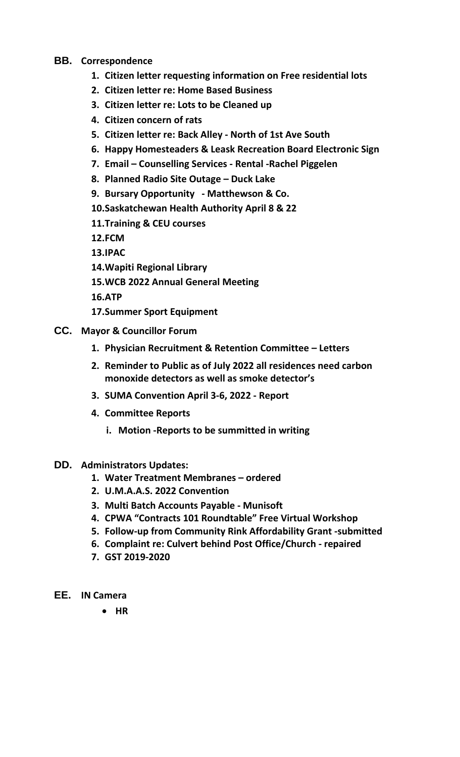**BB. Correspondence**

1. **Citizen letter requesting information on Free residential lots**
2. **Citizen letter re: Home Based Business**
3. **Citizen letter re: Lots to be Cleaned up**
4. **Citizen concern of rats**
5. **Citizen letter re: Back Alley - North of 1st Ave South**
6. **Happy Homesteaders & Leask Recreation Board Electronic Sign**
7. **Email – Counselling Services - Rental -Rachel Piggelen**
8. **Planned Radio Site Outage – Duck Lake**
9. **Bursary Opportunity - Matthewson & Co.**
10. **Saskatchewan Health Authority April 8 & 22**
11. **Training & CEU courses**
12. **FCM**
13. **IPAC**
14. **Wapiti Regional Library**
15. **WCB 2022 Annual General Meeting**
16. **ATP**
17. **Summer Sport Equipment**

**CC. Mayor & Councillor Forum**

1. **Physician Recruitment & Retention Committee – Letters**
2. **Reminder to Public as of July 2022 all residences need carbon monoxide detectors as well as smoke detector's**
3. **SUMA Convention April 3-6, 2022 - Report**
4. **Committee Reports**
   i. **Motion -Reports to be summitted in writing**

**DD. Administrators Updates:**

1. **Water Treatment Membranes – ordered**
2. **U.M.A.A.S. 2022 Convention**
3. **Multi Batch Accounts Payable - Munisoft**
4. **CPWA "Contracts 101 Roundtable" Free Virtual Workshop**
5. **Follow-up from Community Rink Affordability Grant -submitted**
6. **Complaint re: Culvert behind Post Office/Church - repaired**
7. **GST 2019-2020**

**EE. IN Camera**

- **HR**